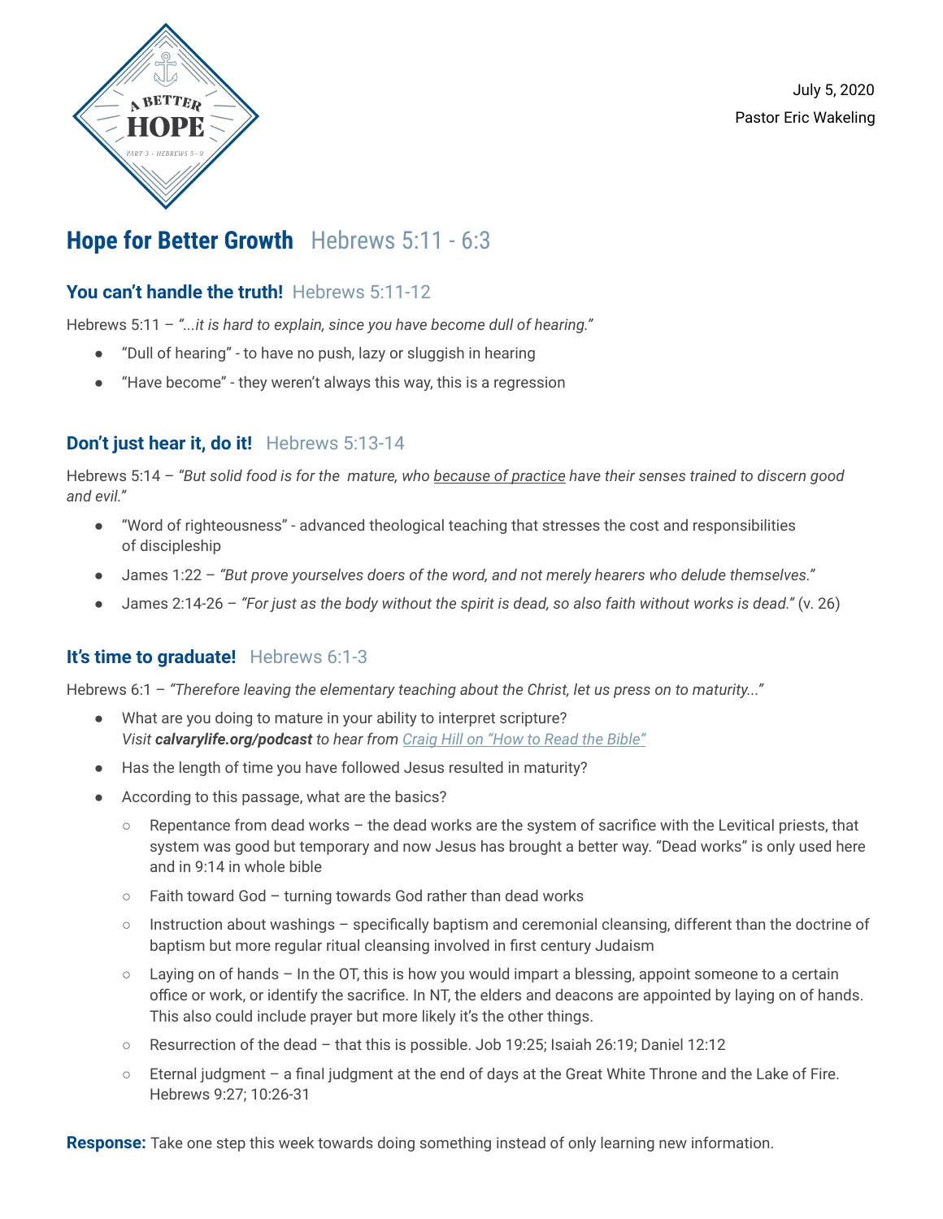A BETTER HOPE

PART 3 - HEBREWS 5 - 9

July 5, 2020
Pastor Eric Wakeling

# Hope for Better Growth Hebrews 5:11 - 6:3

## You can't handle the truth! Hebrews 5:11-12

Hebrews 5:11 – *"...it is hard to explain, since you have become dull of hearing."*

- "Dull of hearing" - to have no push, lazy or sluggish in hearing
- "Have become" - they weren't always this way, this is a regression

## Don't just hear it, do it! Hebrews 5:13-14

Hebrews 5:14 – *"But solid food is for the mature, who <u>because of practice</u> have their senses trained to discern good and evil."*

- "Word of righteousness" - advanced theological teaching that stresses the cost and responsibilities of discipleship
- James 1:22 – *"But prove yourselves doers of the word, and not merely hearers who delude themselves."*
- James 2:14-26 – *"For just as the body without the spirit is dead, so also faith without works is dead."* (v. 26)

## It's time to graduate! Hebrews 6:1-3

Hebrews 6:1 – *"Therefore leaving the elementary teaching about the Christ, let us press on to maturity..."*

- What are you doing to mature in your ability to interpret scripture?
  *Visit **calvarylife.org/podcast** to hear from <u>Craig Hill on "How to Read the Bible"</u>*
- Has the length of time you have followed Jesus resulted in maturity?
- According to this passage, what are the basics?
  - Repentance from dead works – the dead works are the system of sacrifice with the Levitical priests, that system was good but temporary and now Jesus has brought a better way. "Dead works" is only used here and in 9:14 in whole bible
  - Faith toward God – turning towards God rather than dead works
  - Instruction about washings – specifically baptism and ceremonial cleansing, different than the doctrine of baptism but more regular ritual cleansing involved in first century Judaism
  - Laying on of hands – In the OT, this is how you would impart a blessing, appoint someone to a certain office or work, or identify the sacrifice. In NT, the elders and deacons are appointed by laying on of hands. This also could include prayer but more likely it's the other things.
  - Resurrection of the dead – that this is possible. Job 19:25; Isaiah 26:19; Daniel 12:12
  - Eternal judgment – a final judgment at the end of days at the Great White Throne and the Lake of Fire. Hebrews 9:27; 10:26-31

**Response:** Take one step this week towards doing something instead of only learning new information.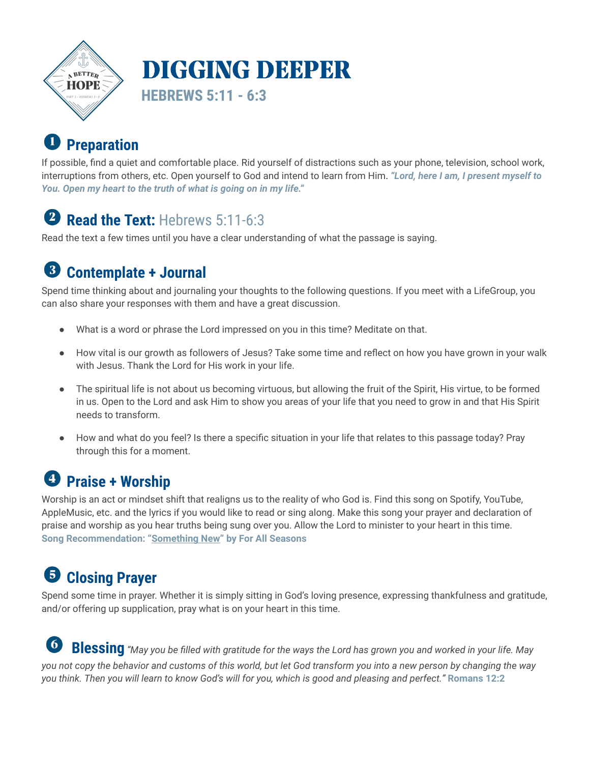# DIGGING DEEPER

## HEBREWS 5:11 - 6:3

## 1 Preparation

If possible, find a quiet and comfortable place. Rid yourself of distractions such as your phone, television, school work, interruptions from others, etc. Open yourself to God and intend to learn from Him. ***"Lord, here I am, I present myself to You. Open my heart to the truth of what is going on in my life."***

## 2 Read the Text: Hebrews 5:11-6:3

Read the text a few times until you have a clear understanding of what the passage is saying.

## 3 Contemplate + Journal

Spend time thinking about and journaling your thoughts to the following questions. If you meet with a LifeGroup, you can also share your responses with them and have a great discussion.

- What is a word or phrase the Lord impressed on you in this time? Meditate on that.
- How vital is our growth as followers of Jesus? Take some time and reflect on how you have grown in your walk with Jesus. Thank the Lord for His work in your life.
- The spiritual life is not about us becoming virtuous, but allowing the fruit of the Spirit, His virtue, to be formed in us. Open to the Lord and ask Him to show you areas of your life that you need to grow in and that His Spirit needs to transform.
- How and what do you feel? Is there a specific situation in your life that relates to this passage today? Pray through this for a moment.

## 4 Praise + Worship

Worship is an act or mindset shift that realigns us to the reality of who God is. Find this song on Spotify, YouTube, AppleMusic, etc. and the lyrics if you would like to read or sing along. Make this song your prayer and declaration of praise and worship as you hear truths being sung over you. Allow the Lord to minister to your heart in this time.
**Song Recommendation: "Something New" by For All Seasons**

## 5 Closing Prayer

Spend some time in prayer. Whether it is simply sitting in God's loving presence, expressing thankfulness and gratitude, and/or offering up supplication, pray what is on your heart in this time.

## 6 Blessing

*"May you be filled with gratitude for the ways the Lord has grown you and worked in your life. May you not copy the behavior and customs of this world, but let God transform you into a new person by changing the way you think. Then you will learn to know God's will for you, which is good and pleasing and perfect."* **Romans 12:2**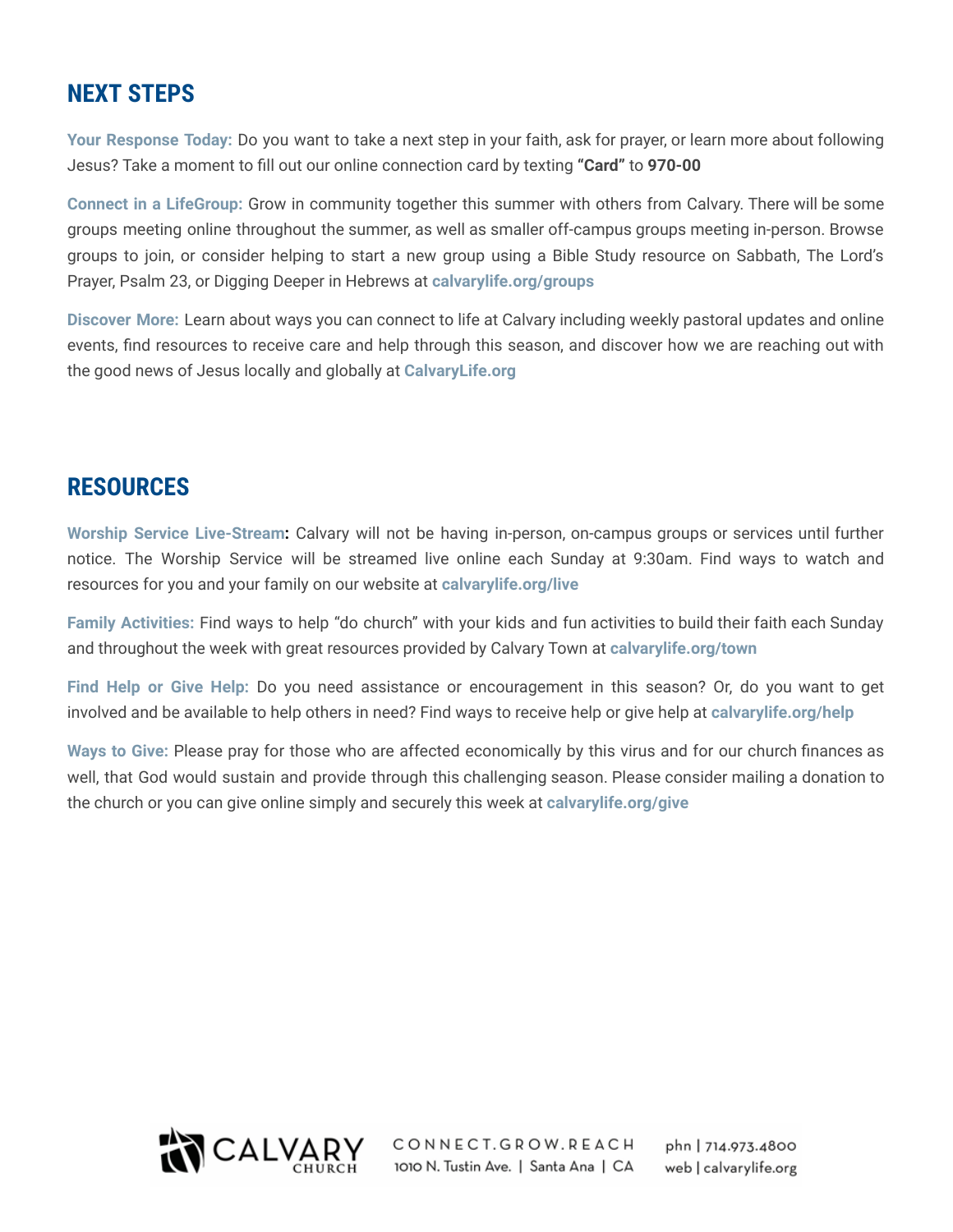## NEXT STEPS

**Your Response Today:** Do you want to take a next step in your faith, ask for prayer, or learn more about following Jesus? Take a moment to fill out our online connection card by texting **"Card"** to **970-00**

**Connect in a LifeGroup:** Grow in community together this summer with others from Calvary. There will be some groups meeting online throughout the summer, as well as smaller off-campus groups meeting in-person. Browse groups to join, or consider helping to start a new group using a Bible Study resource on Sabbath, The Lord's Prayer, Psalm 23, or Digging Deeper in Hebrews at **calvarylife.org/groups**

**Discover More:** Learn about ways you can connect to life at Calvary including weekly pastoral updates and online events, find resources to receive care and help through this season, and discover how we are reaching out with the good news of Jesus locally and globally at **CalvaryLife.org**

## RESOURCES

**Worship Service Live-Stream:** Calvary will not be having in-person, on-campus groups or services until further notice. The Worship Service will be streamed live online each Sunday at 9:30am. Find ways to watch and resources for you and your family on our website at **calvarylife.org/live**

**Family Activities:** Find ways to help "do church" with your kids and fun activities to build their faith each Sunday and throughout the week with great resources provided by Calvary Town at **calvarylife.org/town**

**Find Help or Give Help:** Do you need assistance or encouragement in this season? Or, do you want to get involved and be available to help others in need? Find ways to receive help or give help at **calvarylife.org/help**

**Ways to Give:** Please pray for those who are affected economically by this virus and for our church finances as well, that God would sustain and provide through this challenging season. Please consider mailing a donation to the church or you can give online simply and securely this week at **calvarylife.org/give**

CALVARY CHURCH

CONNECT.GROW.REACH
1010 N. Tustin Ave. | Santa Ana | CA

phn | 714.973.4800
web | calvarylife.org